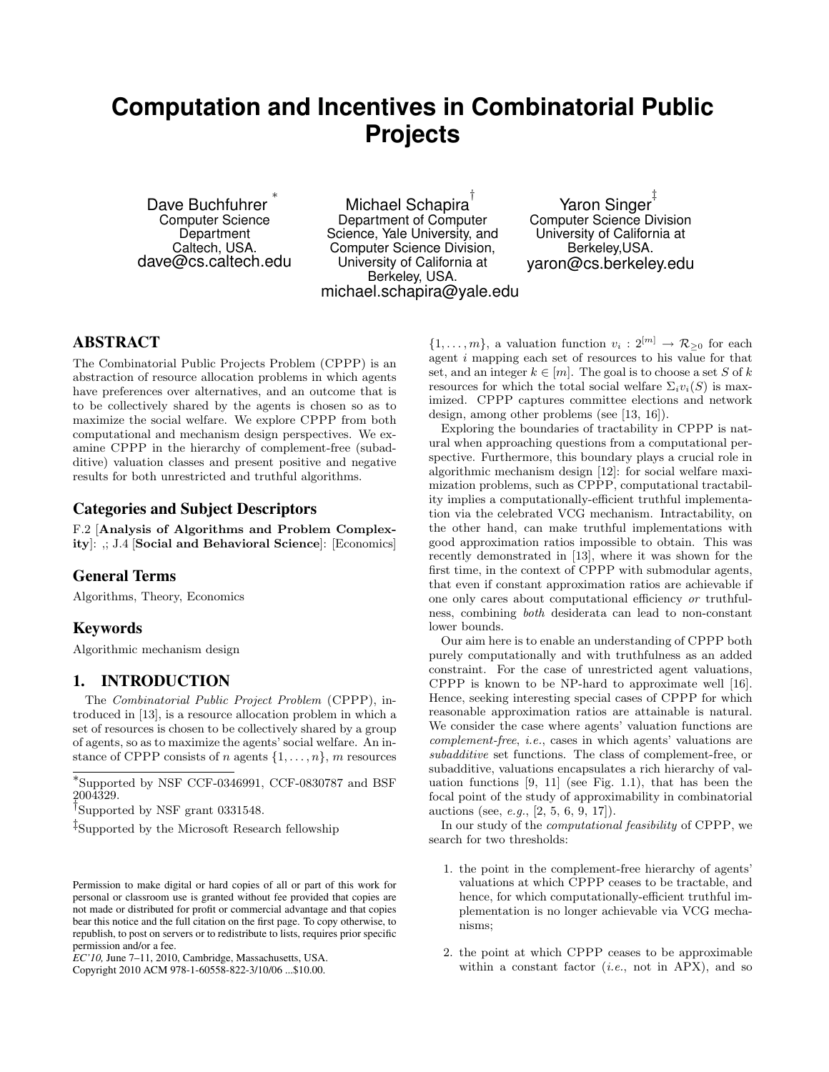# Computation and Incentives in Combinatorial Public Projects

Dave Buchfuhrer [*]
Computer Science Department
Caltech, USA.
dave@cs.caltech.edu

Michael Schapira [†]
Department of Computer Science, Yale University, and Computer Science Division, University of California at Berkeley, USA.
michael.schapira@yale.edu

Yaron Singer [‡]
Computer Science Division
University of California at Berkeley,USA.
yaron@cs.berkeley.edu

## ABSTRACT

The Combinatorial Public Projects Problem (CPPP) is an abstraction of resource allocation problems in which agents have preferences over alternatives, and an outcome that is to be collectively shared by the agents is chosen so as to maximize the social welfare. We explore CPPP from both computational and mechanism design perspectives. We examine CPPP in the hierarchy of complement-free (subadditive) valuation classes and present positive and negative results for both unrestricted and truthful algorithms.

## Categories and Subject Descriptors

F.2 [**Analysis of Algorithms and Problem Complexity**]: ,; J.4 [**Social and Behavioral Science**]: [Economics]

## General Terms

Algorithms, Theory, Economics

## Keywords

Algorithmic mechanism design

## 1. INTRODUCTION

The *Combinatorial Public Project Problem* (CPPP), introduced in [13], is a resource allocation problem in which a set of resources is chosen to be collectively shared by a group of agents, so as to maximize the agents' social welfare. An instance of CPPP consists of $n$ agents $\{1, \ldots, n\}$, $m$ resources $\{1, \ldots, m\}$, a valuation function $v_i : 2^{[m]} \to \mathcal{R}_{\geq 0}$ for each agent $i$ mapping each set of resources to his value for that set, and an integer $k \in [m]$. The goal is to choose a set $S$ of $k$ resources for which the total social welfare $\Sigma_i v_i(S)$ is maximized. CPPP captures committee elections and network design, among other problems (see [13, 16]).

Exploring the boundaries of tractability in CPPP is natural when approaching questions from a computational perspective. Furthermore, this boundary plays a crucial role in algorithmic mechanism design [12]: for social welfare maximization problems, such as CPPP, computational tractability implies a computationally-efficient truthful implementation via the celebrated VCG mechanism. Intractability, on the other hand, can make truthful implementations with good approximation ratios impossible to obtain. This was recently demonstrated in [13], where it was shown for the first time, in the context of CPPP with submodular agents, that even if constant approximation ratios are achievable if one only cares about computational efficiency *or* truthfulness, combining *both* desiderata can lead to non-constant lower bounds.

Our aim here is to enable an understanding of CPPP both purely computationally and with truthfulness as an added constraint. For the case of unrestricted agent valuations, CPPP is known to be NP-hard to approximate well [16]. Hence, seeking interesting special cases of CPPP for which reasonable approximation ratios are attainable is natural. We consider the case where agents' valuation functions are *complement-free*, *i.e.*, cases in which agents' valuations are *subadditive* set functions. The class of complement-free, or subadditive, valuations encapsulates a rich hierarchy of valuation functions [9, 11] (see Fig. 1.1), that has been the focal point of the study of approximability in combinatorial auctions (see, *e.g.*, [2, 5, 6, 9, 17]).

In our study of the *computational feasibility* of CPPP, we search for two thresholds:

1. the point in the complement-free hierarchy of agents' valuations at which CPPP ceases to be tractable, and hence, for which computationally-efficient truthful implementation is no longer achievable via VCG mechanisms;
2. the point at which CPPP ceases to be approximable within a constant factor (*i.e.*, not in APX), and so

[*]Supported by NSF CCF-0346991, CCF-0830787 and BSF 2004329.

[†]Supported by NSF grant 0331548.

[‡]Supported by the Microsoft Research fellowship

Permission to make digital or hard copies of all or part of this work for personal or classroom use is granted without fee provided that copies are not made or distributed for profit or commercial advantage and that copies bear this notice and the full citation on the first page. To copy otherwise, to republish, to post on servers or to redistribute to lists, requires prior specific permission and/or a fee.
*EC'10,* June 7–11, 2010, Cambridge, Massachusetts, USA.
Copyright 2010 ACM 978-1-60558-822-3/10/06 ...$10.00.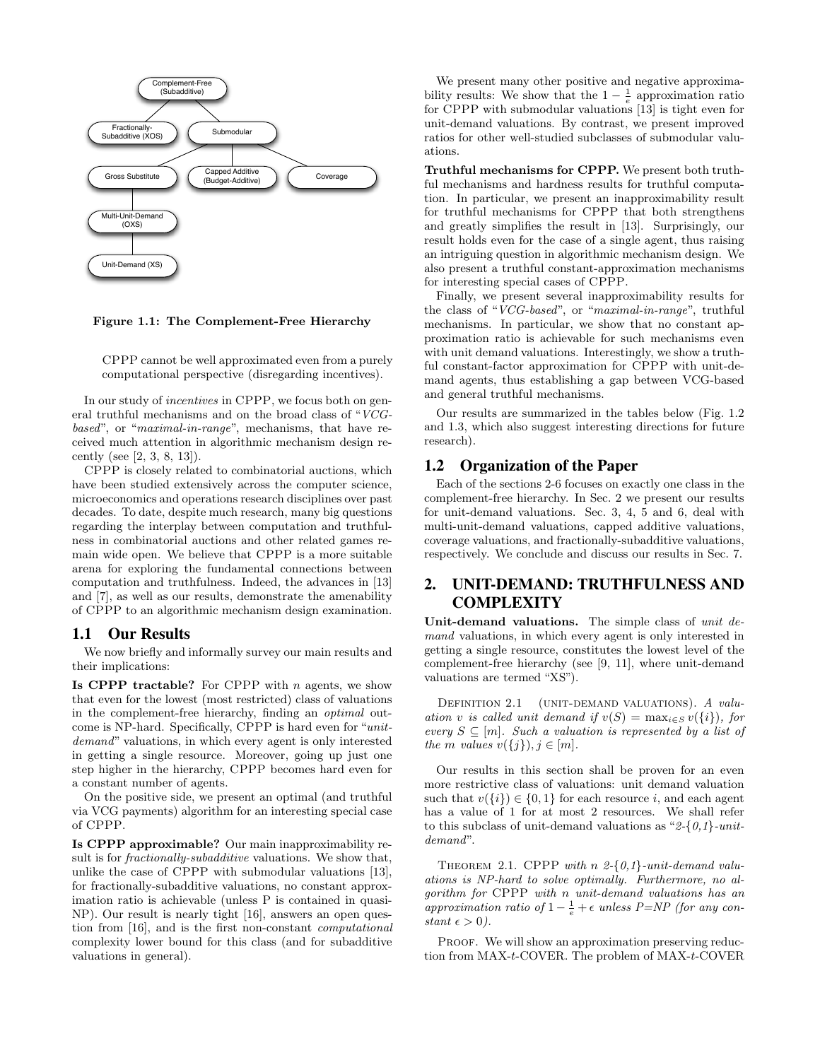Figure 1.1: The Complement-Free Hierarchy

CPPP cannot be well approximated even from a purely computational perspective (disregarding incentives).

In our study of *incentives* in CPPP, we focus both on general truthful mechanisms and on the broad class of "*VCG-based*", or "*maximal-in-range*", mechanisms, that have received much attention in algorithmic mechanism design recently (see [2, 3, 8, 13]).

CPPP is closely related to combinatorial auctions, which have been studied extensively across the computer science, microeconomics and operations research disciplines over past decades. To date, despite much research, many big questions regarding the interplay between computation and truthfulness in combinatorial auctions and other related games remain wide open. We believe that CPPP is a more suitable arena for exploring the fundamental connections between computation and truthfulness. Indeed, the advances in [13] and [7], as well as our results, demonstrate the amenability of CPPP to an algorithmic mechanism design examination.

## 1.1 Our Results

We now briefly and informally survey our main results and their implications:

**Is CPPP tractable?** For CPPP with $n$ agents, we show that even for the lowest (most restricted) class of valuations in the complement-free hierarchy, finding an *optimal* outcome is NP-hard. Specifically, CPPP is hard even for "*unit-demand*" valuations, in which every agent is only interested in getting a single resource. Moreover, going up just one step higher in the hierarchy, CPPP becomes hard even for a constant number of agents.

On the positive side, we present an optimal (and truthful via VCG payments) algorithm for an interesting special case of CPPP.

**Is CPPP approximable?** Our main inapproximability result is for *fractionally-subadditive* valuations. We show that, unlike the case of CPPP with submodular valuations [13], for fractionally-subadditive valuations, no constant approximation ratio is achievable (unless P is contained in quasi-NP). Our result is nearly tight [16], answers an open question from [16], and is the first non-constant *computational* complexity lower bound for this class (and for subadditive valuations in general).

We present many other positive and negative approximability results: We show that the $1 - \frac{1}{e}$ approximation ratio for CPPP with submodular valuations [13] is tight even for unit-demand valuations. By contrast, we present improved ratios for other well-studied subclasses of submodular valuations.

**Truthful mechanisms for CPPP.** We present both truthful mechanisms and hardness results for truthful computation. In particular, we present an inapproximability result for truthful mechanisms for CPPP that both strengthens and greatly simplifies the result in [13]. Surprisingly, our result holds even for the case of a single agent, thus raising an intriguing question in algorithmic mechanism design. We also present a truthful constant-approximation mechanisms for interesting special cases of CPPP.

Finally, we present several inapproximability results for the class of "*VCG-based*", or "*maximal-in-range*", truthful mechanisms. In particular, we show that no constant approximation ratio is achievable for such mechanisms even with unit demand valuations. Interestingly, we show a truthful constant-factor approximation for CPPP with unit-demand agents, thus establishing a gap between VCG-based and general truthful mechanisms.

Our results are summarized in the tables below (Fig. 1.2 and 1.3, which also suggest interesting directions for future research).

## 1.2 Organization of the Paper

Each of the sections 2-6 focuses on exactly one class in the complement-free hierarchy. In Sec. 2 we present our results for unit-demand valuations. Sec. 3, 4, 5 and 6, deal with multi-unit-demand valuations, capped additive valuations, coverage valuations, and fractionally-subadditive valuations, respectively. We conclude and discuss our results in Sec. 7.

# 2. UNIT-DEMAND: TRUTHFULNESS AND COMPLEXITY

**Unit-demand valuations.** The simple class of *unit demand* valuations, in which every agent is only interested in getting a single resource, constitutes the lowest level of the complement-free hierarchy (see [9, 11], where unit-demand valuations are termed "XS").

DEFINITION 2.1 (UNIT-DEMAND VALUATIONS). *A valuation $v$ is called unit demand if $v(S) = \max_{i \in S} v(\{i\})$, for every $S \subseteq [m]$. Such a valuation is represented by a list of the $m$ values $v(\{j\}), j \in [m]$.*

Our results in this section shall be proven for an even more restrictive class of valuations: unit demand valuation such that $v(\{i\}) \in \{0, 1\}$ for each resource $i$, and each agent has a value of 1 for at most 2 resources. We shall refer to this subclass of unit-demand valuations as "*2-{0,1}-unit-demand*".

THEOREM 2.1. *CPPP with $n$ 2-{0,1}-unit-demand valuations is NP-hard to solve optimally. Furthermore, no algorithm for CPPP with $n$ unit-demand valuations has an approximation ratio of $1 - \frac{1}{e} + \epsilon$ unless P=NP (for any constant $\epsilon > 0$).*

PROOF. We will show an approximation preserving reduction from MAX-$t$-COVER. The problem of MAX-$t$-COVER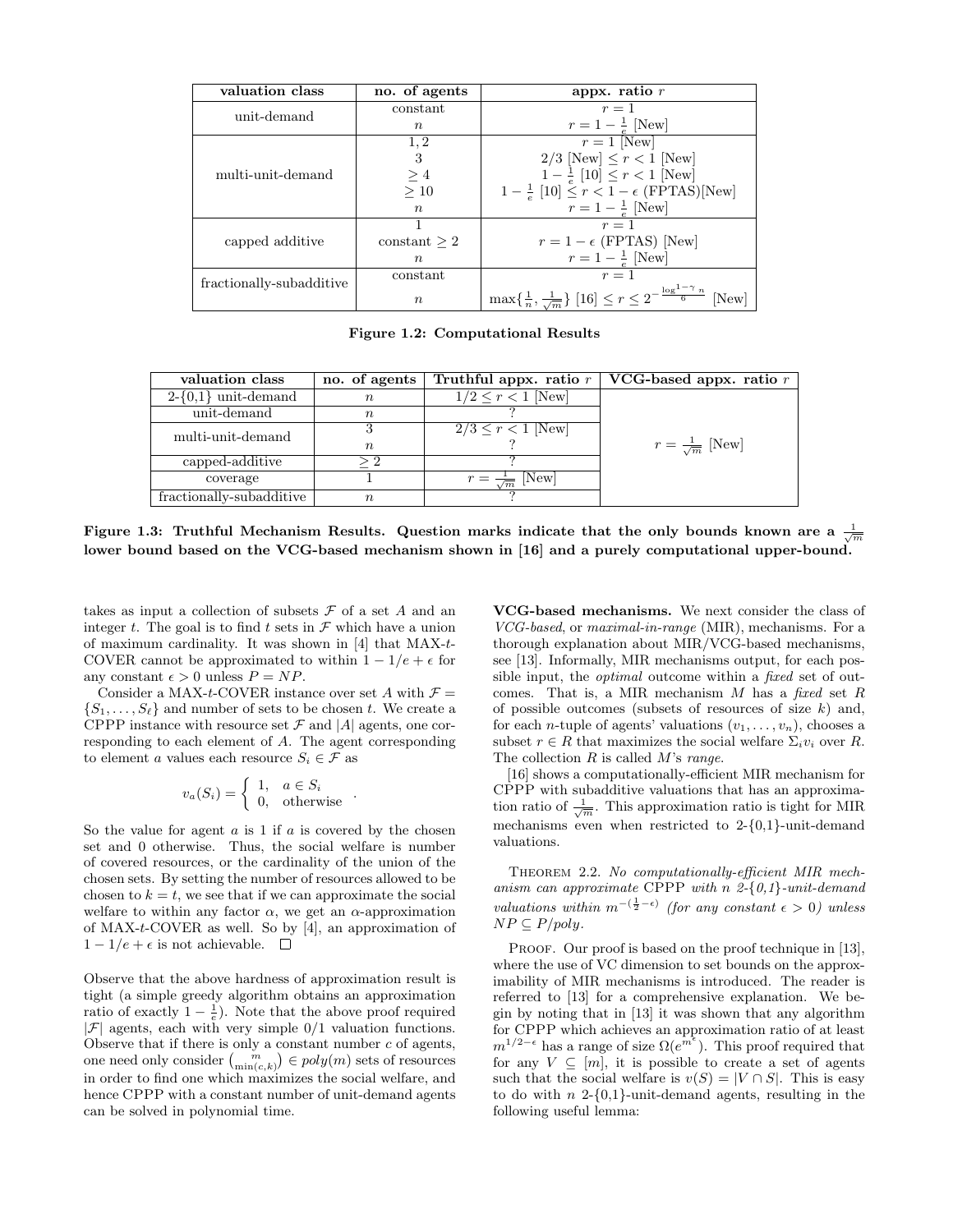| valuation class | no. of agents | appx. ratio $r$ |
|---|---|---|
| unit-demand | constant | $r = 1$ |
| | $n$ | $r = 1 - \frac{1}{e}$ [New] |
| multi-unit-demand | $1, 2$ | $r = 1$ [New] |
| | $3$ | $2/3$ [New] $\leq r < 1$ [New] |
| | $\geq 4$ | $1 - \frac{1}{e}$ [10] $\leq r < 1$ [New] |
| | $\geq 10$ | $1 - \frac{1}{e}$ [10] $\leq r < 1 - \epsilon$ (FPTAS)[New] |
| | $n$ | $r = 1 - \frac{1}{e}$ [New] |
| capped additive | $1$ | $r = 1$ |
| | constant $\geq 2$ | $r = 1 - \epsilon$ (FPTAS) [New] |
| | $n$ | $r = 1 - \frac{1}{e}$ [New] |
| fractionally-subadditive | constant | $r = 1$ |
| | $n$ | $\max\{\frac{1}{n}, \frac{1}{\sqrt{m}}\}$ [16] $\leq r \leq 2^{-\frac{\log^{1-\gamma} n}{6}}$ [New] |

**Figure 1.2: Computational Results**

| valuation class | no. of agents | Truthful appx. ratio $r$ | VCG-based appx. ratio $r$ |
|---|---|---|---|
| 2-{0,1} unit-demand | $n$ | $1/2 \leq r < 1$ [New] | $r = \frac{1}{\sqrt{m}}$ [New] |
| unit-demand | $n$ | ? | |
| multi-unit-demand | $3$ | $2/3 \leq r < 1$ [New] | |
| | $n$ | ? | |
| capped-additive | $\geq 2$ | ? | |
| coverage | $1$ | $r = \frac{1}{\sqrt{m}}$ [New] | |
| fractionally-subadditive | $n$ | ? | |

**Figure 1.3: Truthful Mechanism Results. Question marks indicate that the only bounds known are a $\frac{1}{\sqrt{m}}$ lower bound based on the VCG-based mechanism shown in [16] and a purely computational upper-bound.**

takes as input a collection of subsets $\mathcal{F}$ of a set $A$ and an integer $t$. The goal is to find $t$ sets in $\mathcal{F}$ which have a union of maximum cardinality. It was shown in [4] that MAX-$t$-COVER cannot be approximated to within $1 - 1/e + \epsilon$ for any constant $\epsilon > 0$ unless $P = NP$.

Consider a MAX-$t$-COVER instance over set $A$ with $\mathcal{F} = \{S_1, \ldots, S_\ell\}$ and number of sets to be chosen $t$. We create a CPPP instance with resource set $\mathcal{F}$ and $|A|$ agents, one corresponding to each element of $A$. The agent corresponding to element $a$ values each resource $S_i \in \mathcal{F}$ as

$$v_a(S_i) = \begin{cases} 1, & a \in S_i \\ 0, & \text{otherwise} \end{cases}.$$

So the value for agent $a$ is 1 if $a$ is covered by the chosen set and 0 otherwise. Thus, the social welfare is number of covered resources, or the cardinality of the union of the chosen sets. By setting the number of resources allowed to be chosen to $k = t$, we see that if we can approximate the social welfare to within any factor $\alpha$, we get an $\alpha$-approximation of MAX-$t$-COVER as well. So by [4], an approximation of $1 - 1/e + \epsilon$ is not achievable. □

Observe that the above hardness of approximation result is tight (a simple greedy algorithm obtains an approximation ratio of exactly $1 - \frac{1}{e}$). Note that the above proof required $|\mathcal{F}|$ agents, each with very simple 0/1 valuation functions. Observe that if there is only a constant number $c$ of agents, one need only consider $\binom{m}{\min(c,k)} \in poly(m)$ sets of resources in order to find one which maximizes the social welfare, and hence CPPP with a constant number of unit-demand agents can be solved in polynomial time.

**VCG-based mechanisms.** We next consider the class of *VCG-based*, or *maximal-in-range* (MIR), mechanisms. For a thorough explanation about MIR/VCG-based mechanisms, see [13]. Informally, MIR mechanisms output, for each possible input, the *optimal* outcome within a *fixed* set of outcomes. That is, a MIR mechanism $M$ has a *fixed* set $R$ of possible outcomes (subsets of resources of size $k$) and, for each $n$-tuple of agents' valuations $(v_1, \ldots, v_n)$, chooses a subset $r \in R$ that maximizes the social welfare $\Sigma_i v_i$ over $R$. The collection $R$ is called $M$'s *range*.

[16] shows a computationally-efficient MIR mechanism for CPPP with subadditive valuations that has an approximation ratio of $\frac{1}{\sqrt{m}}$. This approximation ratio is tight for MIR mechanisms even when restricted to 2-{0,1}-unit-demand valuations.

Theorem 2.2. *No computationally-efficient MIR mechanism can approximate* CPPP *with $n$ 2-{0,1}-unit-demand valuations within $m^{-(\frac{1}{2}-\epsilon)}$ (for any constant $\epsilon > 0$) unless $NP \subseteq P/poly$.*

Proof. Our proof is based on the proof technique in [13], where the use of VC dimension to set bounds on the approximability of MIR mechanisms is introduced. The reader is referred to [13] for a comprehensive explanation. We begin by noting that in [13] it was shown that any algorithm for CPPP which achieves an approximation ratio of at least $m^{1/2-\epsilon}$ has a range of size $\Omega(e^{m^\epsilon})$. This proof required that for any $V \subseteq [m]$, it is possible to create a set of agents such that the social welfare is $v(S) = |V \cap S|$. This is easy to do with $n$ 2-{0,1}-unit-demand agents, resulting in the following useful lemma: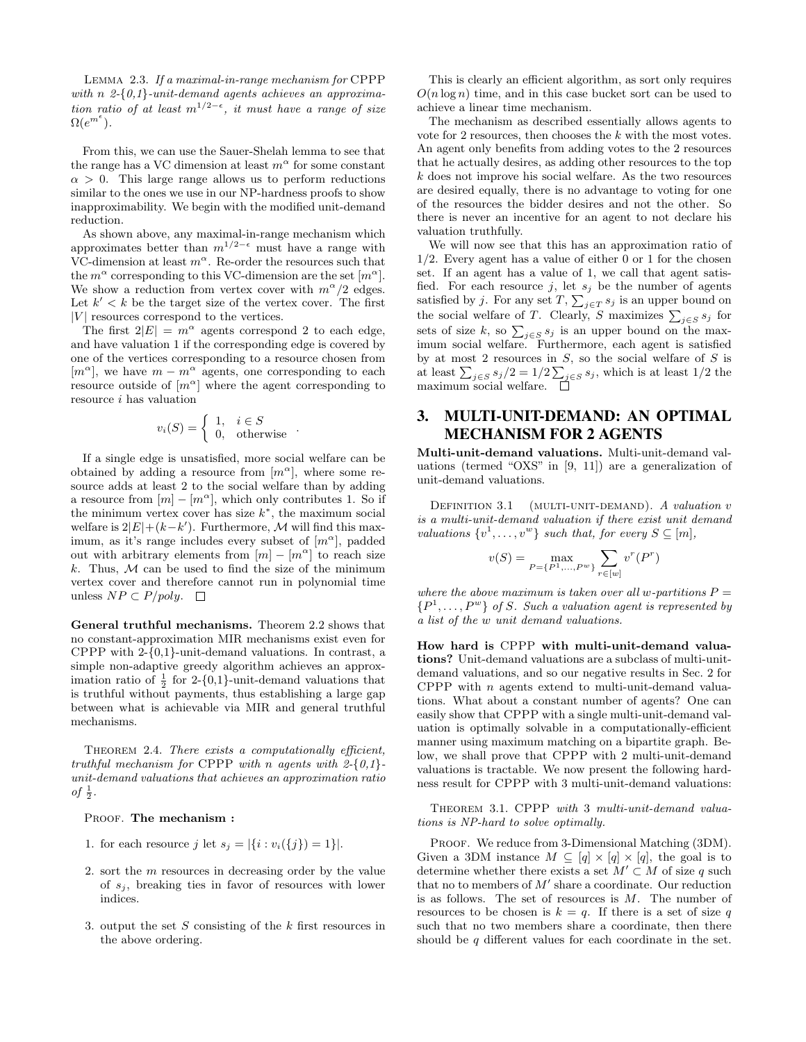LEMMA 2.3. *If a maximal-in-range mechanism for* CPPP *with n 2-{0,1}-unit-demand agents achieves an approximation ratio of at least $m^{1/2-\epsilon}$, it must have a range of size $\Omega(e^{m^{\epsilon}})$.*

From this, we can use the Sauer-Shelah lemma to see that the range has a VC dimension at least $m^{\alpha}$ for some constant $\alpha > 0$. This large range allows us to perform reductions similar to the ones we use in our NP-hardness proofs to show inapproximability. We begin with the modified unit-demand reduction.

As shown above, any maximal-in-range mechanism which approximates better than $m^{1/2-\epsilon}$ must have a range with VC-dimension at least $m^{\alpha}$. Re-order the resources such that the $m^{\alpha}$ corresponding to this VC-dimension are the set $[m^{\alpha}]$. We show a reduction from vertex cover with $m^{\alpha}/2$ edges. Let $k' < k$ be the target size of the vertex cover. The first $|V|$ resources correspond to the vertices.

The first $2|E| = m^{\alpha}$ agents correspond 2 to each edge, and have valuation 1 if the corresponding edge is covered by one of the vertices corresponding to a resource chosen from $[m^{\alpha}]$, we have $m - m^{\alpha}$ agents, one corresponding to each resource outside of $[m^{\alpha}]$ where the agent corresponding to resource $i$ has valuation

$$v_i(S) = \begin{cases} 1, & i \in S \\ 0, & \text{otherwise} \end{cases}.$$

If a single edge is unsatisfied, more social welfare can be obtained by adding a resource from $[m^{\alpha}]$, where some resource adds at least 2 to the social welfare than by adding a resource from $[m] - [m^{\alpha}]$, which only contributes 1. So if the minimum vertex cover has size $k^*$, the maximum social welfare is $2|E| + (k - k')$. Furthermore, $\mathcal{M}$ will find this maximum, as it's range includes every subset of $[m^{\alpha}]$, padded out with arbitrary elements from $[m] - [m^{\alpha}]$ to reach size $k$. Thus, $\mathcal{M}$ can be used to find the size of the minimum vertex cover and therefore cannot run in polynomial time unless $NP \subset P/poly$. $\Box$

**General truthful mechanisms.** Theorem 2.2 shows that no constant-approximation MIR mechanisms exist even for CPPP with 2-{0,1}-unit-demand valuations. In contrast, a simple non-adaptive greedy algorithm achieves an approximation ratio of $\frac{1}{2}$ for 2-{0,1}-unit-demand valuations that is truthful without payments, thus establishing a large gap between what is achievable via MIR and general truthful mechanisms.

THEOREM 2.4. *There exists a computationally efficient, truthful mechanism for* CPPP *with n agents with 2-{0,1}-unit-demand valuations that achieves an approximation ratio of $\frac{1}{2}$.*

PROOF. **The mechanism :**

1. for each resource $j$ let $s_j = |\{i : v_i(\{j\}) = 1\}|$.
2. sort the $m$ resources in decreasing order by the value of $s_j$, breaking ties in favor of resources with lower indices.
3. output the set $S$ consisting of the $k$ first resources in the above ordering.

This is clearly an efficient algorithm, as sort only requires $O(n \log n)$ time, and in this case bucket sort can be used to achieve a linear time mechanism.

The mechanism as described essentially allows agents to vote for 2 resources, then chooses the $k$ with the most votes. An agent only benefits from adding votes to the 2 resources that he actually desires, as adding other resources to the top $k$ does not improve his social welfare. As the two resources are desired equally, there is no advantage to voting for one of the resources the bidder desires and not the other. So there is never an incentive for an agent to not declare his valuation truthfully.

We will now see that this has an approximation ratio of 1/2. Every agent has a value of either 0 or 1 for the chosen set. If an agent has a value of 1, we call that agent satisfied. For each resource $j$, let $s_j$ be the number of agents satisfied by $j$. For any set $T$, $\sum_{j \in T} s_j$ is an upper bound on the social welfare of $T$. Clearly, $S$ maximizes $\sum_{j \in S} s_j$ for sets of size $k$, so $\sum_{j \in S} s_j$ is an upper bound on the maximum social welfare. Furthermore, each agent is satisfied by at most 2 resources in $S$, so the social welfare of $S$ is at least $\sum_{j \in S} s_j/2 = 1/2 \sum_{j \in S} s_j$, which is at least 1/2 the maximum social welfare. $\Box$

## 3. MULTI-UNIT-DEMAND: AN OPTIMAL MECHANISM FOR 2 AGENTS

**Multi-unit-demand valuations.** Multi-unit-demand valuations (termed "OXS" in [9, 11]) are a generalization of unit-demand valuations.

DEFINITION 3.1 (MULTI-UNIT-DEMAND). *A valuation $v$ is a multi-unit-demand valuation if there exist unit demand valuations $\{v^1, \ldots, v^w\}$ such that, for every $S \subseteq [m]$,*

$$v(S) = \max_{P=\{P^1,\ldots,P^w\}} \sum_{r \in [w]} v^r(P^r)$$

*where the above maximum is taken over all w-partitions $P = \{P^1, \ldots, P^w\}$ of $S$. Such a valuation agent is represented by a list of the $w$ unit demand valuations.*

**How hard is** CPPP **with multi-unit-demand valuations?** Unit-demand valuations are a subclass of multi-unit-demand valuations, and so our negative results in Sec. 2 for CPPP with $n$ agents extend to multi-unit-demand valuations. What about a constant number of agents? One can easily show that CPPP with a single multi-unit-demand valuation is optimally solvable in a computationally-efficient manner using maximum matching on a bipartite graph. Below, we shall prove that CPPP with 2 multi-unit-demand valuations is tractable. We now present the following hardness result for CPPP with 3 multi-unit-demand valuations:

THEOREM 3.1. CPPP *with 3 multi-unit-demand valuations is NP-hard to solve optimally.*

PROOF. We reduce from 3-Dimensional Matching (3DM). Given a 3DM instance $M \subseteq [q] \times [q] \times [q]$, the goal is to determine whether there exists a set $M' \subset M$ of size $q$ such that no to members of $M'$ share a coordinate. Our reduction is as follows. The set of resources is $M$. The number of resources to be chosen is $k = q$. If there is a set of size $q$ such that no two members share a coordinate, then there should be $q$ different values for each coordinate in the set.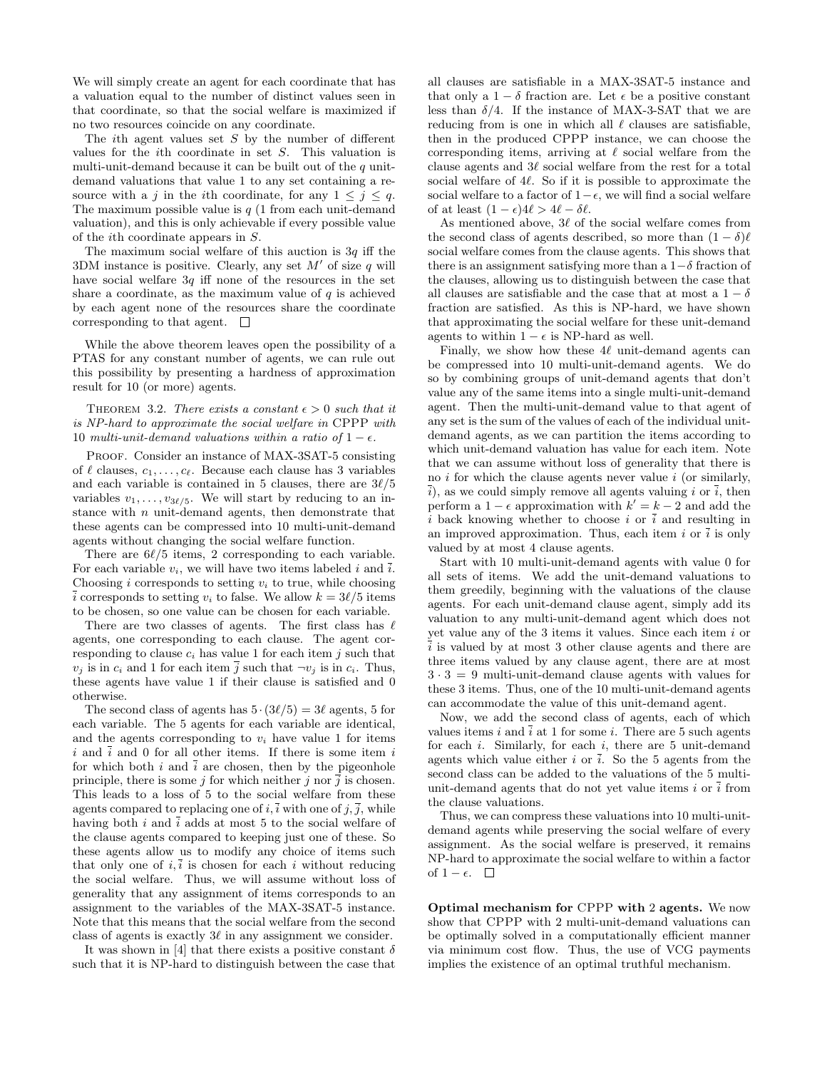We will simply create an agent for each coordinate that has a valuation equal to the number of distinct values seen in that coordinate, so that the social welfare is maximized if no two resources coincide on any coordinate.

The $i$th agent values set $S$ by the number of different values for the $i$th coordinate in set $S$. This valuation is multi-unit-demand because it can be built out of the $q$ unit-demand valuations that value 1 to any set containing a resource with a $j$ in the $i$th coordinate, for any $1 \leq j \leq q$. The maximum possible value is $q$ (1 from each unit-demand valuation), and this is only achievable if every possible value of the $i$th coordinate appears in $S$.

The maximum social welfare of this auction is $3q$ iff the 3DM instance is positive. Clearly, any set $M'$ of size $q$ will have social welfare $3q$ iff none of the resources in the set share a coordinate, as the maximum value of $q$ is achieved by each agent none of the resources share the coordinate corresponding to that agent. $\square$

While the above theorem leaves open the possibility of a PTAS for any constant number of agents, we can rule out this possibility by presenting a hardness of approximation result for 10 (or more) agents.

THEOREM 3.2. *There exists a constant $\epsilon > 0$ such that it is NP-hard to approximate the social welfare in* CPPP *with 10 multi-unit-demand valuations within a ratio of $1 - \epsilon$.*

PROOF. Consider an instance of MAX-3SAT-5 consisting of $\ell$ clauses, $c_1, \ldots, c_\ell$. Because each clause has 3 variables and each variable is contained in 5 clauses, there are $3\ell/5$ variables $v_1, \ldots, v_{3\ell/5}$. We will start by reducing to an instance with $n$ unit-demand agents, then demonstrate that these agents can be compressed into 10 multi-unit-demand agents without changing the social welfare function.

There are $6\ell/5$ items, 2 corresponding to each variable. For each variable $v_i$, we will have two items labeled $i$ and $\bar{i}$. Choosing $i$ corresponds to setting $v_i$ to true, while choosing $\bar{i}$ corresponds to setting $v_i$ to false. We allow $k = 3\ell/5$ items to be chosen, so one value can be chosen for each variable.

There are two classes of agents. The first class has $\ell$ agents, one corresponding to each clause. The agent corresponding to clause $c_i$ has value 1 for each item $j$ such that $v_j$ is in $c_i$ and 1 for each item $\bar{j}$ such that $\neg v_j$ is in $c_i$. Thus, these agents have value 1 if their clause is satisfied and 0 otherwise.

The second class of agents has $5 \cdot (3\ell/5) = 3\ell$ agents, 5 for each variable. The 5 agents for each variable are identical, and the agents corresponding to $v_i$ have value 1 for items $i$ and $\bar{i}$ and 0 for all other items. If there is some item $i$ for which both $i$ and $\bar{i}$ are chosen, then by the pigeonhole principle, there is some $j$ for which neither $j$ nor $\bar{j}$ is chosen. This leads to a loss of 5 to the social welfare from these agents compared to replacing one of $i, \bar{i}$ with one of $j, \bar{j}$, while having both $i$ and $\bar{i}$ adds at most 5 to the social welfare of the clause agents compared to keeping just one of these. So these agents allow us to modify any choice of items such that only one of $i, \bar{i}$ is chosen for each $i$ without reducing the social welfare. Thus, we will assume without loss of generality that any assignment of items corresponds to an assignment to the variables of the MAX-3SAT-5 instance. Note that this means that the social welfare from the second class of agents is exactly $3\ell$ in any assignment we consider.

It was shown in [4] that there exists a positive constant $\delta$ such that it is NP-hard to distinguish between the case that all clauses are satisfiable in a MAX-3SAT-5 instance and that only a $1 - \delta$ fraction are. Let $\epsilon$ be a positive constant less than $\delta/4$. If the instance of MAX-3-SAT that we are reducing from is one in which all $\ell$ clauses are satisfiable, then in the produced CPPP instance, we can choose the corresponding items, arriving at $\ell$ social welfare from the clause agents and $3\ell$ social welfare from the rest for a total social welfare of $4\ell$. So if it is possible to approximate the social welfare to a factor of $1-\epsilon$, we will find a social welfare of at least $(1 - \epsilon)4\ell > 4\ell - \delta\ell$.

As mentioned above, $3\ell$ of the social welfare comes from the second class of agents described, so more than $(1 - \delta)\ell$ social welfare comes from the clause agents. This shows that there is an assignment satisfying more than a $1-\delta$ fraction of the clauses, allowing us to distinguish between the case that all clauses are satisfiable and the case that at most a $1 - \delta$ fraction are satisfied. As this is NP-hard, we have shown that approximating the social welfare for these unit-demand agents to within $1 - \epsilon$ is NP-hard as well.

Finally, we show how these $4\ell$ unit-demand agents can be compressed into 10 multi-unit-demand agents. We do so by combining groups of unit-demand agents that don't value any of the same items into a single multi-unit-demand agent. Then the multi-unit-demand value to that agent of any set is the sum of the values of each of the individual unit-demand agents, as we can partition the items according to which unit-demand valuation has value for each item. Note that we can assume without loss of generality that there is no $i$ for which the clause agents never value $i$ (or similarly, $\bar{i}$), as we could simply remove all agents valuing $i$ or $\bar{i}$, then perform a $1 - \epsilon$ approximation with $k' = k - 2$ and add the $i$ back knowing whether to choose $i$ or $\bar{i}$ and resulting in an improved approximation. Thus, each item $i$ or $\bar{i}$ is only valued by at most 4 clause agents.

Start with 10 multi-unit-demand agents with value 0 for all sets of items. We add the unit-demand valuations to them greedily, beginning with the valuations of the clause agents. For each unit-demand clause agent, simply add its valuation to any multi-unit-demand agent which does not yet value any of the 3 items it values. Since each item $i$ or $\bar{i}$ is valued by at most 3 other clause agents and there are three items valued by any clause agent, there are at most $3 \cdot 3 = 9$ multi-unit-demand clause agents with values for these 3 items. Thus, one of the 10 multi-unit-demand agents can accommodate the value of this unit-demand agent.

Now, we add the second class of agents, each of which values items $i$ and $\bar{i}$ at 1 for some $i$. There are 5 such agents for each $i$. Similarly, for each $i$, there are 5 unit-demand agents which value either $i$ or $\bar{i}$. So the 5 agents from the second class can be added to the valuations of the 5 multi-unit-demand agents that do not yet value items $i$ or $\bar{i}$ from the clause valuations.

Thus, we can compress these valuations into 10 multi-unit-demand agents while preserving the social welfare of every assignment. As the social welfare is preserved, it remains NP-hard to approximate the social welfare to within a factor of $1 - \epsilon$. $\square$

**Optimal mechanism for** CPPP **with 2 agents.** We now show that CPPP with 2 multi-unit-demand valuations can be optimally solved in a computationally efficient manner via minimum cost flow. Thus, the use of VCG payments implies the existence of an optimal truthful mechanism.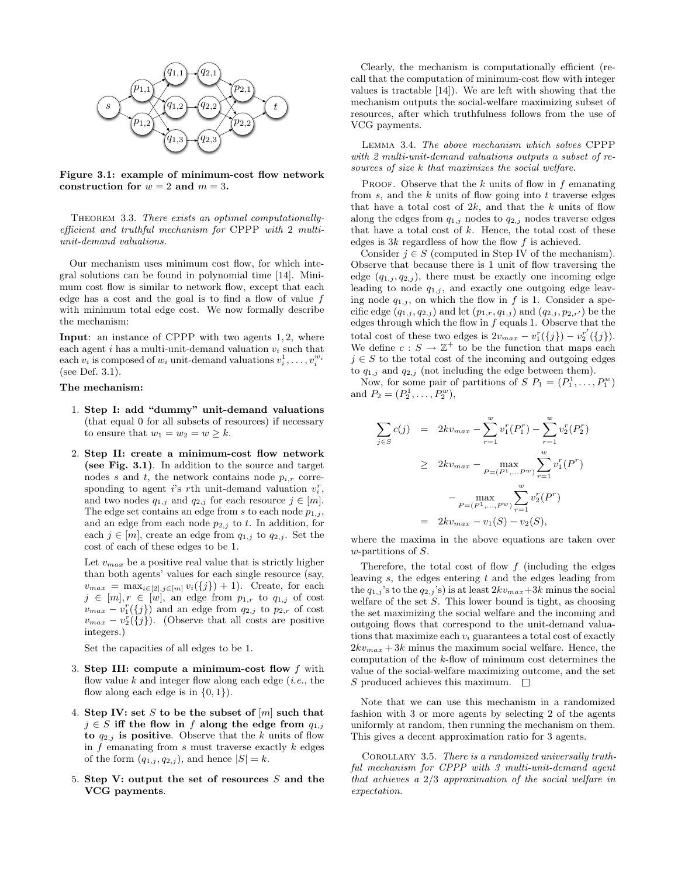**Figure 3.1: example of minimum-cost flow network construction for $w = 2$ and $m = 3$.**

THEOREM 3.3. *There exists an optimal computationally-efficient and truthful mechanism for* CPPP *with* 2 *multi-unit-demand valuations.*

Our mechanism uses minimum cost flow, for which integral solutions can be found in polynomial time [14]. Minimum cost flow is similar to network flow, except that each edge has a cost and the goal is to find a flow of value $f$ with minimum total edge cost. We now formally describe the mechanism:

**Input**: an instance of CPPP with two agents 1, 2, where each agent $i$ has a multi-unit-demand valuation $v_i$ such that each $v_i$ is composed of $w_i$ unit-demand valuations $v_i^1, \ldots, v_i^{w_i}$ (see Def. 3.1).

**The mechanism:**

1. **Step I: add "dummy" unit-demand valuations** (that equal 0 for all subsets of resources) if necessary to ensure that $w_1 = w_2 = w \geq k$.
2. **Step II: create a minimum-cost flow network (see Fig. 3.1)**. In addition to the source and target nodes $s$ and $t$, the network contains node $p_{i,r}$ corresponding to agent $i$'s $r$th unit-demand valuation $v_i^r$, and two nodes $q_{1,j}$ and $q_{2,j}$ for each resource $j \in [m]$. The edge set contains an edge from $s$ to each node $p_{1,j}$, and an edge from each node $p_{2,j}$ to $t$. In addition, for each $j \in [m]$, create an edge from $q_{1,j}$ to $q_{2,j}$. Set the cost of each of these edges to be 1.

   Let $v_{max}$ be a positive real value that is strictly higher than both agents' values for each single resource (say, $v_{max} = \max_{i \in [2], j \in [m]} v_i(\{j\}) + 1$). Create, for each $j \in [m], r \in [w]$, an edge from $p_{1,r}$ to $q_{1,j}$ of cost $v_{max} - v_1^r(\{j\})$ and an edge from $q_{2,j}$ to $p_{2,r}$ of cost $v_{max} - v_2^r(\{j\})$. (Observe that all costs are positive integers.)

   Set the capacities of all edges to be 1.
3. **Step III: compute a minimum-cost flow** $f$ with flow value $k$ and integer flow along each edge (*i.e.*, the flow along each edge is in $\{0, 1\}$).
4. **Step IV: set $S$ to be the subset of $[m]$ such that $j \in S$ iff the flow in $f$ along the edge from $q_{1,j}$ to $q_{2,j}$ is positive**. Observe that the $k$ units of flow in $f$ emanating from $s$ must traverse exactly $k$ edges of the form $(q_{1,j}, q_{2,j})$, and hence $|S| = k$.
5. **Step V: output the set of resources $S$ and the VCG payments**.

Clearly, the mechanism is computationally efficient (recall that the computation of minimum-cost flow with integer values is tractable [14]). We are left with showing that the mechanism outputs the social-welfare maximizing subset of resources, after which truthfulness follows from the use of VCG payments.

LEMMA 3.4. *The above mechanism which solves* CPPP *with* 2 *multi-unit-demand valuations outputs a subset of resources of size $k$ that maximizes the social welfare.*

PROOF. Observe that the $k$ units of flow in $f$ emanating from $s$, and the $k$ units of flow going into $t$ traverse edges that have a total cost of $2k$, and that the $k$ units of flow along the edges from $q_{1,j}$ nodes to $q_{2,j}$ nodes traverse edges that have a total cost of $k$. Hence, the total cost of these edges is $3k$ regardless of how the flow $f$ is achieved.

Consider $j \in S$ (computed in Step IV of the mechanism). Observe that because there is 1 unit of flow traversing the edge $(q_{1,j}, q_{2,j})$, there must be exactly one incoming edge leading to node $q_{1,j}$, and exactly one outgoing edge leaving node $q_{1,j}$, on which the flow in $f$ is 1. Consider a specific edge $(q_{1,j}, q_{2,j})$ and let $(p_{1,r}, q_{1,j})$ and $(q_{2,j}, p_{2,r'})$ be the edges through which the flow in $f$ equals 1. Observe that the total cost of these two edges is $2v_{max} - v_1^r(\{j\}) - v_2^{r'}(\{j\})$. We define $c : S \to \mathbb{Z}^+$ to be the function that maps each $j \in S$ to the total cost of the incoming and outgoing edges to $q_{1,j}$ and $q_{2,j}$ (not including the edge between them).

Now, for some pair of partitions of $S$ $P_1 = (P_1^1, \ldots, P_1^w)$ and $P_2 = (P_2^1, \ldots, P_2^w)$,

$$
\begin{aligned}
\sum_{j \in S} c(j) &= 2kv_{max} - \sum_{r=1}^{w} v_1^r(P_1^r) - \sum_{r=1}^{w} v_2^r(P_2^r) \\
&\geq 2kv_{max} - \max_{P=(P^1,\ldots P^w)} \sum_{r=1}^{w} v_1^r(P^r) \\
&\quad - \max_{P=(P^1,\ldots,P^w)} \sum_{r=1}^{w} v_2^r(P^r) \\
&= 2kv_{max} - v_1(S) - v_2(S),
\end{aligned}
$$

where the maxima in the above equations are taken over $w$-partitions of $S$.

Therefore, the total cost of flow $f$ (including the edges leaving $s$, the edges entering $t$ and the edges leading from the $q_{1,j}$'s to the $q_{2,j}$'s) is at least $2kv_{max}+3k$ minus the social welfare of the set $S$. This lower bound is tight, as choosing the set maximizing the social welfare and the incoming and outgoing flows that correspond to the unit-demand valuations that maximize each $v_i$ guarantees a total cost of exactly $2kv_{max} + 3k$ minus the maximum social welfare. Hence, the computation of the $k$-flow of minimum cost determines the value of the social-welfare maximizing outcome, and the set $S$ produced achieves this maximum. □

Note that we can use this mechanism in a randomized fashion with 3 or more agents by selecting 2 of the agents uniformly at random, then running the mechanism on them. This gives a decent approximation ratio for 3 agents.

COROLLARY 3.5. *There is a randomized universally truthful mechanism for CPPP with 3 multi-unit-demand agent that achieves a 2/3 approximation of the social welfare in expectation.*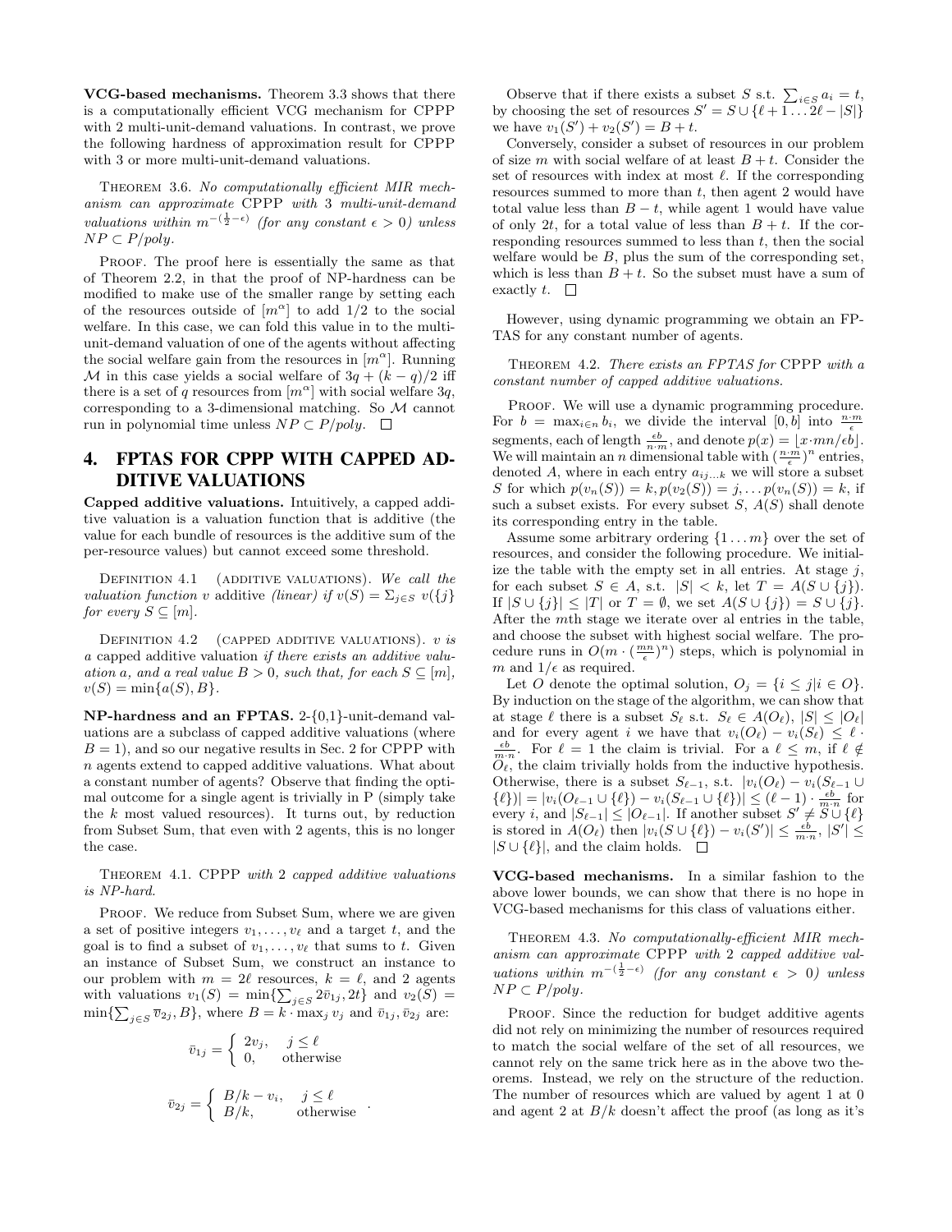**VCG-based mechanisms.** Theorem 3.3 shows that there is a computationally efficient VCG mechanism for CPPP with 2 multi-unit-demand valuations. In contrast, we prove the following hardness of approximation result for CPPP with 3 or more multi-unit-demand valuations.

Theorem 3.6. *No computationally efficient MIR mechanism can approximate* CPPP *with 3 multi-unit-demand valuations within $m^{-(\frac{1}{2}-\epsilon)}$ (for any constant $\epsilon > 0$) unless $NP \subset P/poly$.*

Proof. The proof here is essentially the same as that of Theorem 2.2, in that the proof of NP-hardness can be modified to make use of the smaller range by setting each of the resources outside of $[m^\alpha]$ to add $1/2$ to the social welfare. In this case, we can fold this value in to the multi-unit-demand valuation of one of the agents without affecting the social welfare gain from the resources in $[m^\alpha]$. Running $\mathcal{M}$ in this case yields a social welfare of $3q + (k-q)/2$ iff there is a set of $q$ resources from $[m^\alpha]$ with social welfare $3q$, corresponding to a 3-dimensional matching. So $\mathcal{M}$ cannot run in polynomial time unless $NP \subset P/poly$. □

## 4. FPTAS FOR CPPP WITH CAPPED ADDITIVE VALUATIONS

**Capped additive valuations.** Intuitively, a capped additive valuation is a valuation function that is additive (the value for each bundle of resources is the additive sum of the per-resource values) but cannot exceed some threshold.

Definition 4.1 (additive valuations). *We call the valuation function $v$* additive *(linear) if $v(S) = \Sigma_{j\in S}\, v(\{j\}$ for every $S \subseteq [m]$.*

Definition 4.2 (capped additive valuations). *$v$ is a* capped additive valuation *if there exists an additive valuation $a$, and a real value $B > 0$, such that, for each $S \subseteq [m]$, $v(S) = \min\{a(S), B\}$.*

**NP-hardness and an FPTAS.** 2-{0,1}-unit-demand valuations are a subclass of capped additive valuations (where $B = 1$), and so our negative results in Sec. 2 for CPPP with $n$ agents extend to capped additive valuations. What about a constant number of agents? Observe that finding the optimal outcome for a single agent is trivially in P (simply take the $k$ most valued resources). It turns out, by reduction from Subset Sum, that even with 2 agents, this is no longer the case.

Theorem 4.1. CPPP *with 2 capped additive valuations is NP-hard.*

Proof. We reduce from Subset Sum, where we are given a set of positive integers $v_1, \ldots, v_\ell$ and a target $t$, and the goal is to find a subset of $v_1, \ldots, v_\ell$ that sums to $t$. Given an instance of Subset Sum, we construct an instance to our problem with $m = 2\ell$ resources, $k = \ell$, and 2 agents with valuations $v_1(S) = \min\{\sum_{j\in S} 2\bar{v}_{1j}, 2t\}$ and $v_2(S) = \min\{\sum_{j\in S} \overline{v}_{2j}, B\}$, where $B = k \cdot \max_j v_j$ and $\bar{v}_{1j}, \bar{v}_{2j}$ are:

$$\bar{v}_{1j} = \begin{cases} 2v_j, & j \le \ell \\ 0, & \text{otherwise} \end{cases}$$

$$\bar{v}_{2j} = \begin{cases} B/k - v_i, & j \le \ell \\ B/k, & \text{otherwise} \end{cases}.$$

Observe that if there exists a subset $S$ s.t. $\sum_{i\in S} a_i = t$, by choosing the set of resources $S' = S \cup \{\ell + 1 \ldots 2\ell - |S|\}$ we have $v_1(S') + v_2(S') = B + t$.

Conversely, consider a subset of resources in our problem of size $m$ with social welfare of at least $B + t$. Consider the set of resources with index at most $\ell$. If the corresponding resources summed to more than $t$, then agent 2 would have total value less than $B - t$, while agent 1 would have value of only $2t$, for a total value of less than $B + t$. If the corresponding resources summed to less than $t$, then the social welfare would be $B$, plus the sum of the corresponding set, which is less than $B + t$. So the subset must have a sum of exactly $t$. □

However, using dynamic programming we obtain an FPTAS for any constant number of agents.

Theorem 4.2. *There exists an FPTAS for* CPPP *with a constant number of capped additive valuations.*

Proof. We will use a dynamic programming procedure. For $b = \max_{i\in n} b_i$, we divide the interval $[0, b]$ into $\frac{n\cdot m}{\epsilon}$ segments, each of length $\frac{\epsilon b}{n\cdot m}$, and denote $p(x) = \lfloor x \cdot mn/\epsilon b \rfloor$. We will maintain an $n$ dimensional table with $(\frac{n\cdot m}{\epsilon})^n$ entries, denoted $A$, where in each entry $a_{ij\ldots k}$ we will store a subset $S$ for which $p(v_n(S)) = k, p(v_2(S)) = j, \ldots p(v_n(S)) = k$, if such a subset exists. For every subset $S$, $A(S)$ shall denote its corresponding entry in the table.

Assume some arbitrary ordering $\{1 \ldots m\}$ over the set of resources, and consider the following procedure. We initialize the table with the empty set in all entries. At stage $j$, for each subset $S \in A$, s.t. $|S| < k$, let $T = A(S \cup \{j\})$. If $|S \cup \{j\}| \le |T|$ or $T = \emptyset$, we set $A(S \cup \{j\}) = S \cup \{j\}$. After the $m$th stage we iterate over al entries in the table, and choose the subset with highest social welfare. The procedure runs in $O(m \cdot (\frac{mn}{\epsilon})^n)$ steps, which is polynomial in $m$ and $1/\epsilon$ as required.

Let $O$ denote the optimal solution, $O_j = \{i \le j | i \in O\}$. By induction on the stage of the algorithm, we can show that at stage $\ell$ there is a subset $S_\ell$ s.t. $S_\ell \in A(O_\ell)$, $|S| \le |O_\ell|$ and for every agent $i$ we have that $v_i(O_\ell) - v_i(S_\ell) \le \ell \cdot \frac{\epsilon b}{m\cdot n}$. For $\ell = 1$ the claim is trivial. For a $\ell \le m$, if $\ell \notin O_\ell$, the claim trivially holds from the inductive hypothesis. Otherwise, there is a subset $S_{\ell-1}$, s.t. $|v_i(O_\ell) - v_i(S_{\ell-1} \cup \{\ell\})| = |v_i(O_{\ell-1} \cup \{\ell\}) - v_i(S_{\ell-1} \cup \{\ell\})| \le (\ell - 1) \cdot \frac{\epsilon b}{m\cdot n}$ for every $i$, and $|S_{\ell-1}| \le |O_{\ell-1}|$. If another subset $S' \ne S \cup \{\ell\}$ is stored in $A(O_\ell)$ then $|v_i(S \cup \{\ell\}) - v_i(S')| \le \frac{\epsilon b}{m\cdot n}$, $|S'| \le |S \cup \{\ell\}|$, and the claim holds. □

**VCG-based mechanisms.** In a similar fashion to the above lower bounds, we can show that there is no hope in VCG-based mechanisms for this class of valuations either.

Theorem 4.3. *No computationally-efficient MIR mechanism can approximate* CPPP *with 2 capped additive valuations within $m^{-(\frac{1}{2}-\epsilon)}$ (for any constant $\epsilon > 0$) unless $NP \subset P/poly$.*

Proof. Since the reduction for budget additive agents did not rely on minimizing the number of resources required to match the social welfare of the set of all resources, we cannot rely on the same trick here as in the above two theorems. Instead, we rely on the structure of the reduction. The number of resources which are valued by agent 1 at 0 and agent 2 at $B/k$ doesn't affect the proof (as long as it's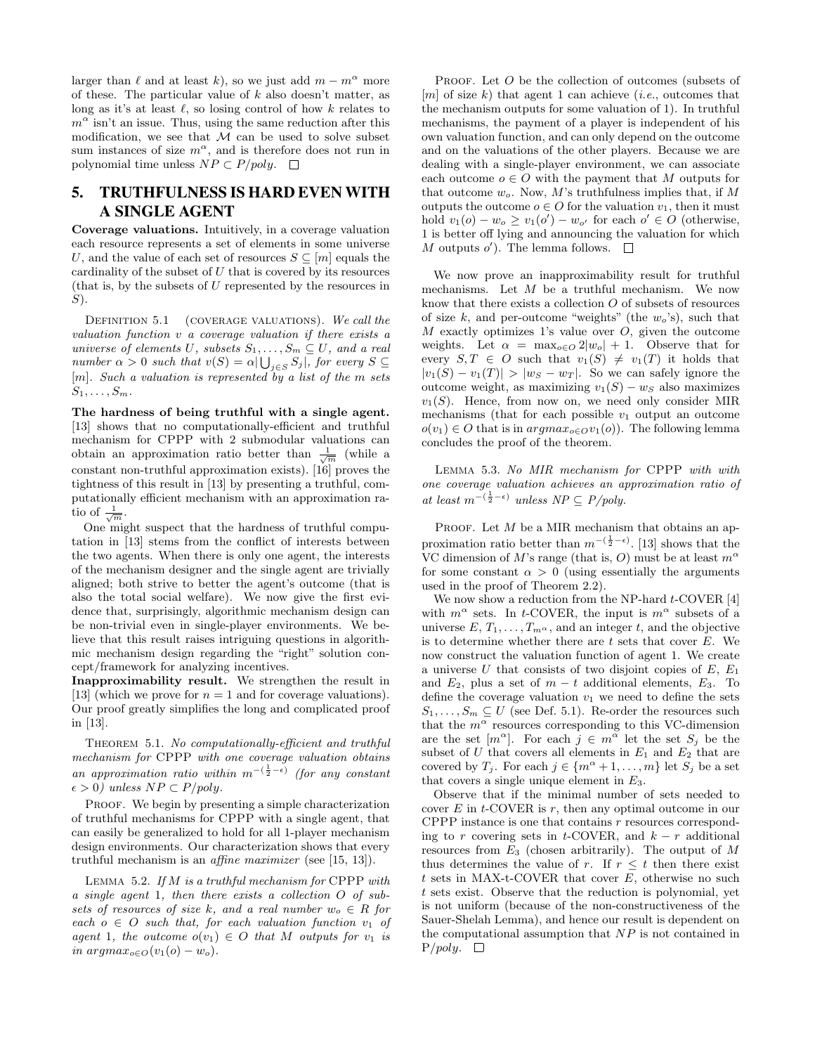larger than $\ell$ and at least $k$), so we just add $m - m^\alpha$ more of these. The particular value of $k$ also doesn't matter, as long as it's at least $\ell$, so losing control of how $k$ relates to $m^\alpha$ isn't an issue. Thus, using the same reduction after this modification, we see that $\mathcal{M}$ can be used to solve subset sum instances of size $m^\alpha$, and is therefore does not run in polynomial time unless $NP \subset P/poly$. $\square$

## 5. TRUTHFULNESS IS HARD EVEN WITH A SINGLE AGENT

**Coverage valuations.** Intuitively, in a coverage valuation each resource represents a set of elements in some universe $U$, and the value of each set of resources $S \subseteq [m]$ equals the cardinality of the subset of $U$ that is covered by its resources (that is, by the subsets of $U$ represented by the resources in $S$).

Definition 5.1 (coverage valuations). *We call the valuation function $v$ a coverage valuation if there exists a universe of elements $U$, subsets $S_1, \ldots, S_m \subseteq U$, and a real number $\alpha > 0$ such that $v(S) = \alpha |\bigcup_{j \in S} S_j|$, for every $S \subseteq [m]$. Such a valuation is represented by a list of the $m$ sets $S_1, \ldots, S_m$.*

**The hardness of being truthful with a single agent.** [13] shows that no computationally-efficient and truthful mechanism for CPPP with 2 submodular valuations can obtain an approximation ratio better than $\frac{1}{\sqrt{m}}$ (while a constant non-truthful approximation exists). [16] proves the tightness of this result in [13] by presenting a truthful, computationally efficient mechanism with an approximation ratio of $\frac{1}{\sqrt{m}}$.

One might suspect that the hardness of truthful computation in [13] stems from the conflict of interests between the two agents. When there is only one agent, the interests of the mechanism designer and the single agent are trivially aligned; both strive to better the agent's outcome (that is also the total social welfare). We now give the first evidence that, surprisingly, algorithmic mechanism design can be non-trivial even in single-player environments. We believe that this result raises intriguing questions in algorithmic mechanism design regarding the "right" solution concept/framework for analyzing incentives.

**Inapproximability result.** We strengthen the result in [13] (which we prove for $n = 1$ and for coverage valuations). Our proof greatly simplifies the long and complicated proof in [13].

Theorem 5.1. *No computationally-efficient and truthful mechanism for* CPPP *with one coverage valuation obtains an approximation ratio within $m^{-(\frac{1}{2}-\epsilon)}$ (for any constant $\epsilon > 0$) unless $NP \subset P/poly$.*

Proof. We begin by presenting a simple characterization of truthful mechanisms for CPPP with a single agent, that can easily be generalized to hold for all 1-player mechanism design environments. Our characterization shows that every truthful mechanism is an *affine maximizer* (see [15, 13]).

Lemma 5.2. *If $M$ is a truthful mechanism for* CPPP *with a single agent 1, then there exists a collection $O$ of subsets of resources of size $k$, and a real number $w_o \in R$ for each $o \in O$ such that, for each valuation function $v_1$ of agent 1, the outcome $o(v_1) \in O$ that $M$ outputs for $v_1$ is in $argmax_{o \in O}(v_1(o) - w_o)$.*

Proof. Let $O$ be the collection of outcomes (subsets of $[m]$ of size $k$) that agent 1 can achieve (*i.e.*, outcomes that the mechanism outputs for some valuation of 1). In truthful mechanisms, the payment of a player is independent of his own valuation function, and can only depend on the outcome and on the valuations of the other players. Because we are dealing with a single-player environment, we can associate each outcome $o \in O$ with the payment that $M$ outputs for that outcome $w_o$. Now, $M$'s truthfulness implies that, if $M$ outputs the outcome $o \in O$ for the valuation $v_1$, then it must hold $v_1(o) - w_o \geq v_1(o') - w_{o'}$ for each $o' \in O$ (otherwise, 1 is better off lying and announcing the valuation for which $M$ outputs $o'$). The lemma follows. $\square$

We now prove an inapproximability result for truthful mechanisms. Let $M$ be a truthful mechanism. We now know that there exists a collection $O$ of subsets of resources of size $k$, and per-outcome "weights" (the $w_o$'s), such that $M$ exactly optimizes 1's value over $O$, given the outcome weights. Let $\alpha = \max_{o \in O} 2|w_o| + 1$. Observe that for every $S, T \in O$ such that $v_1(S) \neq v_1(T)$ it holds that $|v_1(S) - v_1(T)| > |w_S - w_T|$. So we can safely ignore the outcome weight, as maximizing $v_1(S) - w_S$ also maximizes $v_1(S)$. Hence, from now on, we need only consider MIR mechanisms (that for each possible $v_1$ output an outcome $o(v_1) \in O$ that is in $argmax_{o \in O} v_1(o)$). The following lemma concludes the proof of the theorem.

Lemma 5.3. *No MIR mechanism for* CPPP *with with one coverage valuation achieves an approximation ratio of at least $m^{-(\frac{1}{2}-\epsilon)}$ unless $NP \subseteq P/poly$.*

Proof. Let $M$ be a MIR mechanism that obtains an approximation ratio better than $m^{-(\frac{1}{2}-\epsilon)}$. [13] shows that the VC dimension of $M$'s range (that is, $O$) must be at least $m^\alpha$ for some constant $\alpha > 0$ (using essentially the arguments used in the proof of Theorem 2.2).

We now show a reduction from the NP-hard $t$-COVER [4] with $m^\alpha$ sets. In $t$-COVER, the input is $m^\alpha$ subsets of a universe $E$, $T_1, \ldots, T_{m^\alpha}$, and an integer $t$, and the objective is to determine whether there are $t$ sets that cover $E$. We now construct the valuation function of agent 1. We create a universe $U$ that consists of two disjoint copies of $E$, $E_1$ and $E_2$, plus a set of $m - t$ additional elements, $E_3$. To define the coverage valuation $v_1$ we need to define the sets $S_1, \ldots, S_m \subseteq U$ (see Def. 5.1). Re-order the resources such that the $m^\alpha$ resources corresponding to this VC-dimension are the set $[m^\alpha]$. For each $j \in m^\alpha$ let the set $S_j$ be the subset of $U$ that covers all elements in $E_1$ and $E_2$ that are covered by $T_j$. For each $j \in \{m^\alpha + 1, \ldots, m\}$ let $S_j$ be a set that covers a single unique element in $E_3$.

Observe that if the minimal number of sets needed to cover $E$ in $t$-COVER is $r$, then any optimal outcome in our CPPP instance is one that contains $r$ resources corresponding to $r$ covering sets in $t$-COVER, and $k - r$ additional resources from $E_3$ (chosen arbitrarily). The output of $M$ thus determines the value of $r$. If $r \leq t$ then there exist $t$ sets in MAX-t-COVER that cover $E$, otherwise no such $t$ sets exist. Observe that the reduction is polynomial, yet is not uniform (because of the non-constructiveness of the Sauer-Shelah Lemma), and hence our result is dependent on the computational assumption that $NP$ is not contained in P/poly. $\square$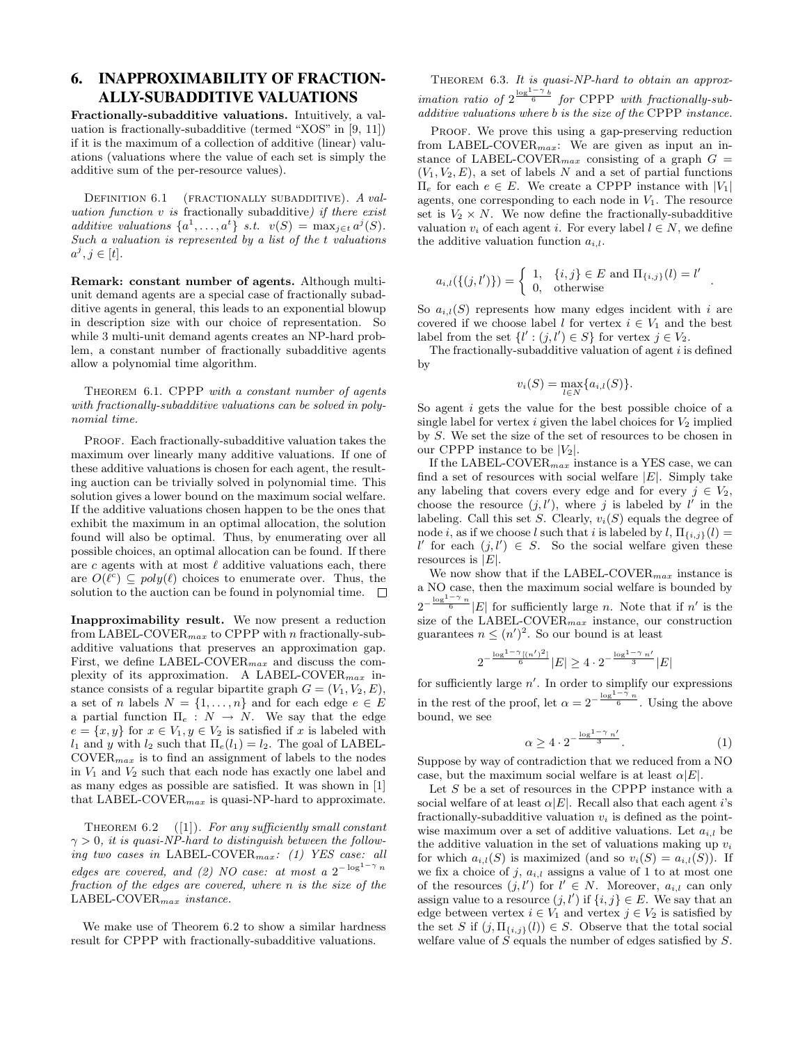## 6. INAPPROXIMABILITY OF FRACTIONALLY-SUBADDITIVE VALUATIONS

**Fractionally-subadditive valuations.** Intuitively, a valuation is fractionally-subadditive (termed "XOS" in [9, 11]) if it is the maximum of a collection of additive (linear) valuations (valuations where the value of each set is simply the additive sum of the per-resource values).

Definition 6.1 (fractionally subadditive). *A valuation function $v$ is* fractionally subadditive*) if there exist additive valuations $\{a^1, \ldots, a^t\}$ s.t. $v(S) = \max_{j \in t} a^j(S)$. Such a valuation is represented by a list of the $t$ valuations $a^j, j \in [t]$.*

**Remark: constant number of agents.** Although multi-unit demand agents are a special case of fractionally subadditive agents in general, this leads to an exponential blowup in description size with our choice of representation. So while 3 multi-unit demand agents creates an NP-hard problem, a constant number of fractionally subadditive agents allow a polynomial time algorithm.

Theorem 6.1. *CPPP with a constant number of agents with fractionally-subadditive valuations can be solved in polynomial time.*

Proof. Each fractionally-subadditive valuation takes the maximum over linearly many additive valuations. If one of these additive valuations is chosen for each agent, the resulting auction can be trivially solved in polynomial time. This solution gives a lower bound on the maximum social welfare. If the additive valuations chosen happen to be the ones that exhibit the maximum in an optimal allocation, the solution found will also be optimal. Thus, by enumerating over all possible choices, an optimal allocation can be found. If there are $c$ agents with at most $\ell$ additive valuations each, there are $O(\ell^c) \subseteq poly(\ell)$ choices to enumerate over. Thus, the solution to the auction can be found in polynomial time. □

**Inapproximability result.** We now present a reduction from LABEL-COVER$_{max}$ to CPPP with $n$ fractionally-subadditive valuations that preserves an approximation gap. First, we define LABEL-COVER$_{max}$ and discuss the complexity of its approximation. A LABEL-COVER$_{max}$ instance consists of a regular bipartite graph $G = (V_1, V_2, E)$, a set of $n$ labels $N = \{1, \ldots, n\}$ and for each edge $e \in E$ a partial function $\Pi_e : N \to N$. We say that the edge $e = \{x, y\}$ for $x \in V_1, y \in V_2$ is satisfied if $x$ is labeled with $l_1$ and $y$ with $l_2$ such that $\Pi_e(l_1) = l_2$. The goal of LABEL-COVER$_{max}$ is to find an assignment of labels to the nodes in $V_1$ and $V_2$ such that each node has exactly one label and as many edges as possible are satisfied. It was shown in [1] that LABEL-COVER$_{max}$ is quasi-NP-hard to approximate.

Theorem 6.2 ([1]). *For any sufficiently small constant $\gamma > 0$, it is quasi-NP-hard to distinguish between the following two cases in* LABEL-COVER$_{max}$*: (1) YES case: all edges are covered, and (2) NO case: at most a $2^{-\log^{1-\gamma} n}$ fraction of the edges are covered, where $n$ is the size of the* LABEL-COVER$_{max}$ *instance.*

We make use of Theorem 6.2 to show a similar hardness result for CPPP with fractionally-subadditive valuations.

Theorem 6.3. *It is quasi-NP-hard to obtain an approximation ratio of $2^{\frac{\log^{1-\gamma} b}{6}}$ for* CPPP *with fractionally-subadditive valuations where $b$ is the size of the* CPPP *instance.*

Proof. We prove this using a gap-preserving reduction from LABEL-COVER$_{max}$: We are given as input an instance of LABEL-COVER$_{max}$ consisting of a graph $G = (V_1, V_2, E)$, a set of labels $N$ and a set of partial functions $\Pi_e$ for each $e \in E$. We create a CPPP instance with $|V_1|$ agents, one corresponding to each node in $V_1$. The resource set is $V_2 \times N$. We now define the fractionally-subadditive valuation $v_i$ of each agent $i$. For every label $l \in N$, we define the additive valuation function $a_{i,l}$.

$$a_{i,l}(\{(j, l')\}) = \begin{cases} 1, & \{i, j\} \in E \text{ and } \Pi_{\{i,j\}}(l) = l' \\ 0, & \text{otherwise} \end{cases}.$$

So $a_{i,l}(S)$ represents how many edges incident with $i$ are covered if we choose label $l$ for vertex $i \in V_1$ and the best label from the set $\{l' : (j, l') \in S\}$ for vertex $j \in V_2$.

The fractionally-subadditive valuation of agent $i$ is defined by

$$v_i(S) = \max_{l \in N}\{a_{i,l}(S)\}.$$

So agent $i$ gets the value for the best possible choice of a single label for vertex $i$ given the label choices for $V_2$ implied by $S$. We set the size of the set of resources to be chosen in our CPPP instance to be $|V_2|$.

If the LABEL-COVER$_{max}$ instance is a YES case, we can find a set of resources with social welfare $|E|$. Simply take any labeling that covers every edge and for every $j \in V_2$, choose the resource $(j, l')$, where $j$ is labeled by $l'$ in the labeling. Call this set $S$. Clearly, $v_i(S)$ equals the degree of node $i$, as if we choose $l$ such that $i$ is labeled by $l$, $\Pi_{\{i,j\}}(l) = l'$ for each $(j, l') \in S$. So the social welfare given these resources is $|E|$.

We now show that if the LABEL-COVER$_{max}$ instance is a NO case, then the maximum social welfare is bounded by $2^{-\frac{\log^{1-\gamma} n}{6}}|E|$ for sufficiently large $n$. Note that if $n'$ is the size of the LABEL-COVER$_{max}$ instance, our construction guarantees $n \le (n')^2$. So our bound is at least

$$2^{-\frac{\log^{1-\gamma}[(n')^2]}{6}}|E| \ge 4 \cdot 2^{-\frac{\log^{1-\gamma} n'}{3}}|E|$$

for sufficiently large $n'$. In order to simplify our expressions in the rest of the proof, let $\alpha = 2^{-\frac{\log^{1-\gamma} n}{6}}$. Using the above bound, we see

$$\alpha \ge 4 \cdot 2^{-\frac{\log^{1-\gamma} n'}{3}}. \tag{1}$$

Suppose by way of contradiction that we reduced from a NO case, but the maximum social welfare is at least $\alpha|E|$.

Let $S$ be a set of resources in the CPPP instance with a social welfare of at least $\alpha|E|$. Recall also that each agent $i$'s fractionally-subadditive valuation $v_i$ is defined as the pointwise maximum over a set of additive valuations. Let $a_{i,l}$ be the additive valuation in the set of valuations making up $v_i$ for which $a_{i,l}(S)$ is maximized (and so $v_i(S) = a_{i,l}(S)$). If we fix a choice of $j$, $a_{i,l}$ assigns a value of 1 to at most one of the resources $(j, l')$ for $l' \in N$. Moreover, $a_{i,l}$ can only assign value to a resource $(j, l')$ if $\{i, j\} \in E$. We say that an edge between vertex $i \in V_1$ and vertex $j \in V_2$ is satisfied by the set $S$ if $(j, \Pi_{\{i,j\}}(l)) \in S$. Observe that the total social welfare value of $S$ equals the number of edges satisfied by $S$.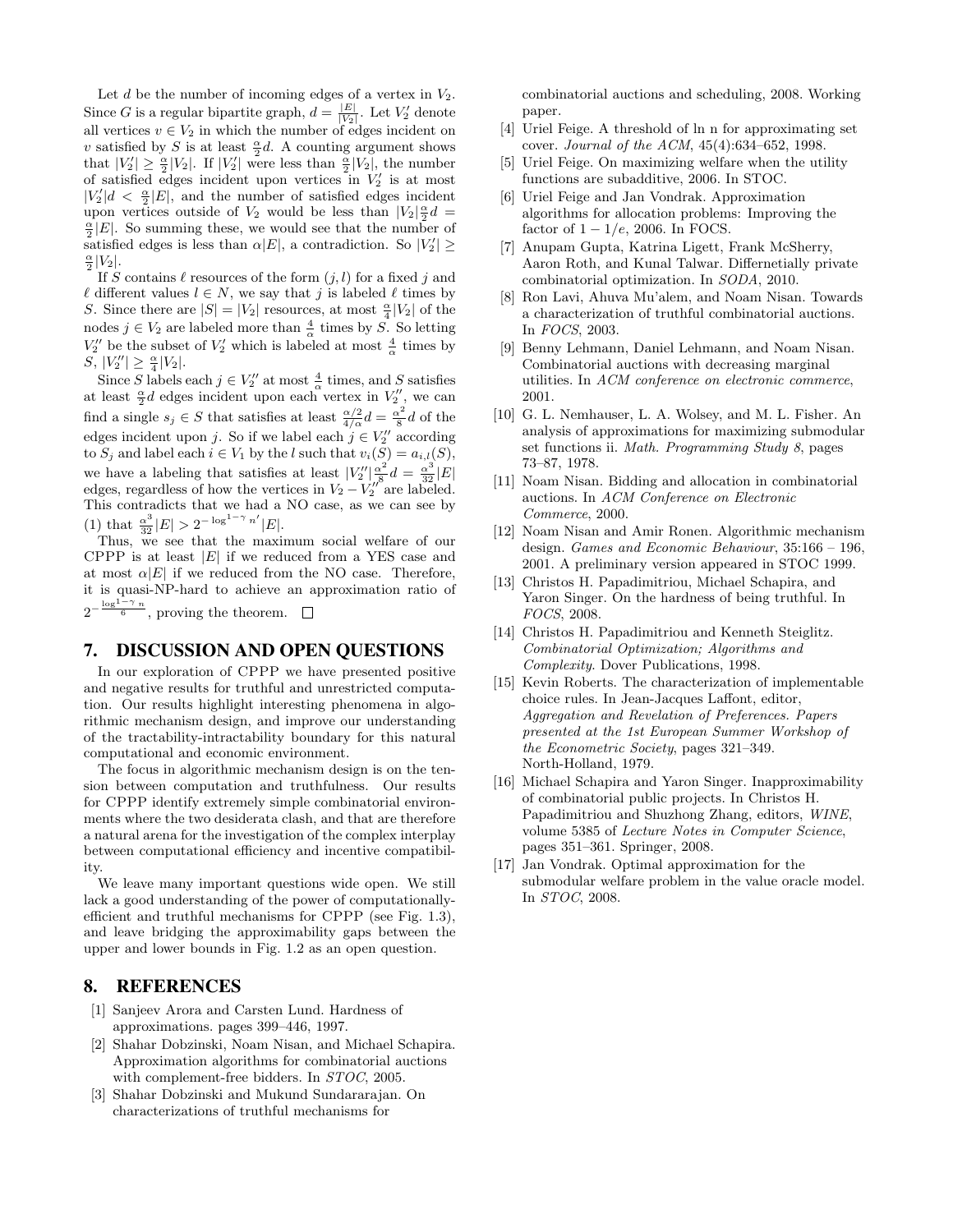Let $d$ be the number of incoming edges of a vertex in $V_2$. Since $G$ is a regular bipartite graph, $d = \frac{|E|}{|V_2|}$. Let $V_2'$ denote all vertices $v \in V_2$ in which the number of edges incident on $v$ satisfied by $S$ is at least $\frac{\alpha}{2}d$. A counting argument shows that $|V_2'| \geq \frac{\alpha}{2}|V_2|$. If $|V_2'|$ were less than $\frac{\alpha}{2}|V_2|$, the number of satisfied edges incident upon vertices in $V_2'$ is at most $|V_2'|d < \frac{\alpha}{2}|E|$, and the number of satisfied edges incident upon vertices outside of $V_2$ would be less than $|V_2|\frac{\alpha}{2}d = \frac{\alpha}{2}|E|$. So summing these, we would see that the number of satisfied edges is less than $\alpha|E|$, a contradiction. So $|V_2'| \geq \frac{\alpha}{2}|V_2|$.

If $S$ contains $\ell$ resources of the form $(j, l)$ for a fixed $j$ and $\ell$ different values $l \in N$, we say that $j$ is labeled $\ell$ times by $S$. Since there are $|S| = |V_2|$ resources, at most $\frac{\alpha}{4}|V_2|$ of the nodes $j \in V_2$ are labeled more than $\frac{4}{\alpha}$ times by $S$. So letting $V_2''$ be the subset of $V_2'$ which is labeled at most $\frac{4}{\alpha}$ times by $S$, $|V_2''| \geq \frac{\alpha}{4}|V_2|$.

Since $S$ labels each $j \in V_2''$ at most $\frac{4}{\alpha}$ times, and $S$ satisfies at least $\frac{\alpha}{2}d$ edges incident upon each vertex in $V_2''$, we can find a single $s_j \in S$ that satisfies at least $\frac{\alpha/2}{4/\alpha}d = \frac{\alpha^2}{8}d$ of the edges incident upon $j$. So if we label each $j \in V_2''$ according to $S_j$ and label each $i \in V_1$ by the $l$ such that $v_i(S) = a_{i,l}(S)$, we have a labeling that satisfies at least $|V_2''|\frac{\alpha^2}{8}d = \frac{\alpha^3}{32}|E|$ edges, regardless of how the vertices in $V_2 - V_2''$ are labeled. This contradicts that we had a NO case, as we can see by (1) that $\frac{\alpha^3}{32}|E| > 2^{-\log^{1-\gamma} n'}|E|$.

Thus, we see that the maximum social welfare of our CPPP is at least $|E|$ if we reduced from a YES case and at most $\alpha|E|$ if we reduced from the NO case. Therefore, it is quasi-NP-hard to achieve an approximation ratio of $2^{-\frac{\log^{1-\gamma} n}{6}}$, proving the theorem. $\square$

## 7. DISCUSSION AND OPEN QUESTIONS

In our exploration of CPPP we have presented positive and negative results for truthful and unrestricted computation. Our results highlight interesting phenomena in algorithmic mechanism design, and improve our understanding of the tractability-intractability boundary for this natural computational and economic environment.

The focus in algorithmic mechanism design is on the tension between computation and truthfulness. Our results for CPPP identify extremely simple combinatorial environments where the two desiderata clash, and that are therefore a natural arena for the investigation of the complex interplay between computational efficiency and incentive compatibility.

We leave many important questions wide open. We still lack a good understanding of the power of computationally-efficient and truthful mechanisms for CPPP (see Fig. 1.3), and leave bridging the approximability gaps between the upper and lower bounds in Fig. 1.2 as an open question.

## 8. REFERENCES

[1] Sanjeev Arora and Carsten Lund. Hardness of approximations. pages 399–446, 1997.

[2] Shahar Dobzinski, Noam Nisan, and Michael Schapira. Approximation algorithms for combinatorial auctions with complement-free bidders. In *STOC*, 2005.

[3] Shahar Dobzinski and Mukund Sundararajan. On characterizations of truthful mechanisms for combinatorial auctions and scheduling, 2008. Working paper.

[4] Uriel Feige. A threshold of ln n for approximating set cover. *Journal of the ACM*, 45(4):634–652, 1998.

[5] Uriel Feige. On maximizing welfare when the utility functions are subadditive, 2006. In STOC.

[6] Uriel Feige and Jan Vondrak. Approximation algorithms for allocation problems: Improving the factor of $1 - 1/e$, 2006. In FOCS.

[7] Anupam Gupta, Katrina Ligett, Frank McSherry, Aaron Roth, and Kunal Talwar. Differnetially private combinatorial optimization. In *SODA*, 2010.

[8] Ron Lavi, Ahuva Mu'alem, and Noam Nisan. Towards a characterization of truthful combinatorial auctions. In *FOCS*, 2003.

[9] Benny Lehmann, Daniel Lehmann, and Noam Nisan. Combinatorial auctions with decreasing marginal utilities. In *ACM conference on electronic commerce*, 2001.

[10] G. L. Nemhauser, L. A. Wolsey, and M. L. Fisher. An analysis of approximations for maximizing submodular set functions ii. *Math. Programming Study 8*, pages 73–87, 1978.

[11] Noam Nisan. Bidding and allocation in combinatorial auctions. In *ACM Conference on Electronic Commerce*, 2000.

[12] Noam Nisan and Amir Ronen. Algorithmic mechanism design. *Games and Economic Behaviour*, 35:166 – 196, 2001. A preliminary version appeared in STOC 1999.

[13] Christos H. Papadimitriou, Michael Schapira, and Yaron Singer. On the hardness of being truthful. In *FOCS*, 2008.

[14] Christos H. Papadimitriou and Kenneth Steiglitz. *Combinatorial Optimization; Algorithms and Complexity*. Dover Publications, 1998.

[15] Kevin Roberts. The characterization of implementable choice rules. In Jean-Jacques Laffont, editor, *Aggregation and Revelation of Preferences. Papers presented at the 1st European Summer Workshop of the Econometric Society*, pages 321–349. North-Holland, 1979.

[16] Michael Schapira and Yaron Singer. Inapproximability of combinatorial public projects. In Christos H. Papadimitriou and Shuzhong Zhang, editors, *WINE*, volume 5385 of *Lecture Notes in Computer Science*, pages 351–361. Springer, 2008.

[17] Jan Vondrak. Optimal approximation for the submodular welfare problem in the value oracle model. In *STOC*, 2008.